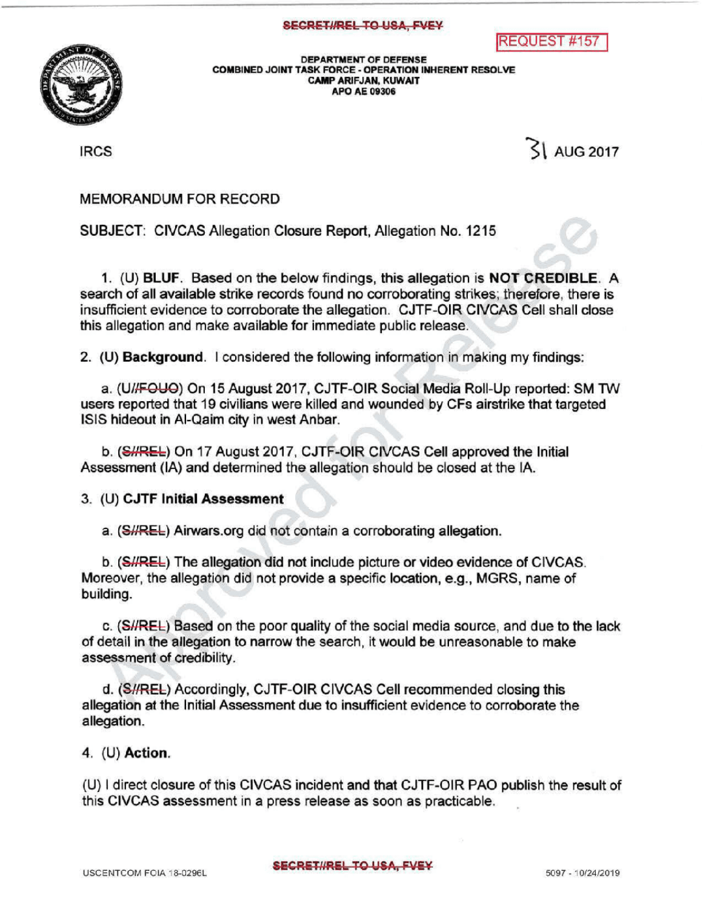SECRET//REL TO USA, FVEY

REQUEST #157

DEPARTMENT OF DEFENSE
COMBINED JOINT TASK FORCE - OPERATION INHERENT RESOLVE
CAMP ARIFJAN, KUWAIT
APO AE 09306

IRCS

31 AUG 2017

MEMORANDUM FOR RECORD

SUBJECT: CIVCAS Allegation Closure Report, Allegation No. 1215

1. (U) **BLUF**. Based on the below findings, this allegation is **NOT CREDIBLE**. A search of all available strike records found no corroborating strikes; therefore, there is insufficient evidence to corroborate the allegation. CJTF-OIR CIVCAS Cell shall close this allegation and make available for immediate public release.

2. (U) **Background**. I considered the following information in making my findings:

   a. (U//FOUO) On 15 August 2017, CJTF-OIR Social Media Roll-Up reported: SM TW users reported that 19 civilians were killed and wounded by CFs airstrike that targeted ISIS hideout in Al-Qaim city in west Anbar.

   b. (S//REL) On 17 August 2017, CJTF-OIR CIVCAS Cell approved the Initial Assessment (IA) and determined the allegation should be closed at the IA.

3. (U) **CJTF Initial Assessment**

   a. (S//REL) Airwars.org did not contain a corroborating allegation.

   b. (S//REL) The allegation did not include picture or video evidence of CIVCAS. Moreover, the allegation did not provide a specific location, e.g., MGRS, name of building.

   c. (S//REL) Based on the poor quality of the social media source, and due to the lack of detail in the allegation to narrow the search, it would be unreasonable to make assessment of credibility.

   d. (S//REL) Accordingly, CJTF-OIR CIVCAS Cell recommended closing this allegation at the Initial Assessment due to insufficient evidence to corroborate the allegation.

4. (U) **Action**.

(U) I direct closure of this CIVCAS incident and that CJTF-OIR PAO publish the result of this CIVCAS assessment in a press release as soon as practicable.

USCENTCOM FOIA 18-0296L

SECRET//REL TO USA, FVEY

5097 - 10/24/2019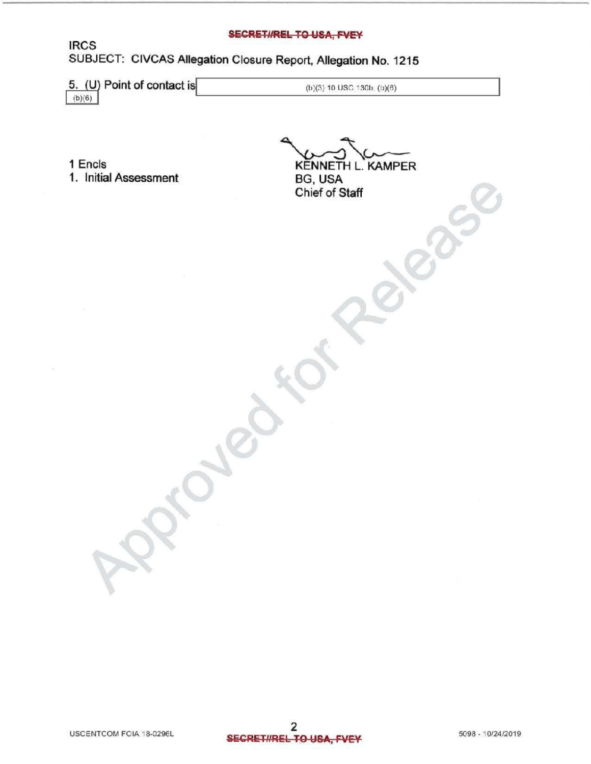IRCS
SUBJECT: CIVCAS Allegation Closure Report, Allegation No. 1215

5. (U) Point of contact is (b)(3) 10 USC 130b, (b)(6) (b)(6)

1 Encls
1. Initial Assessment

KENNETH L. KAMPER
BG, USA
Chief of Staff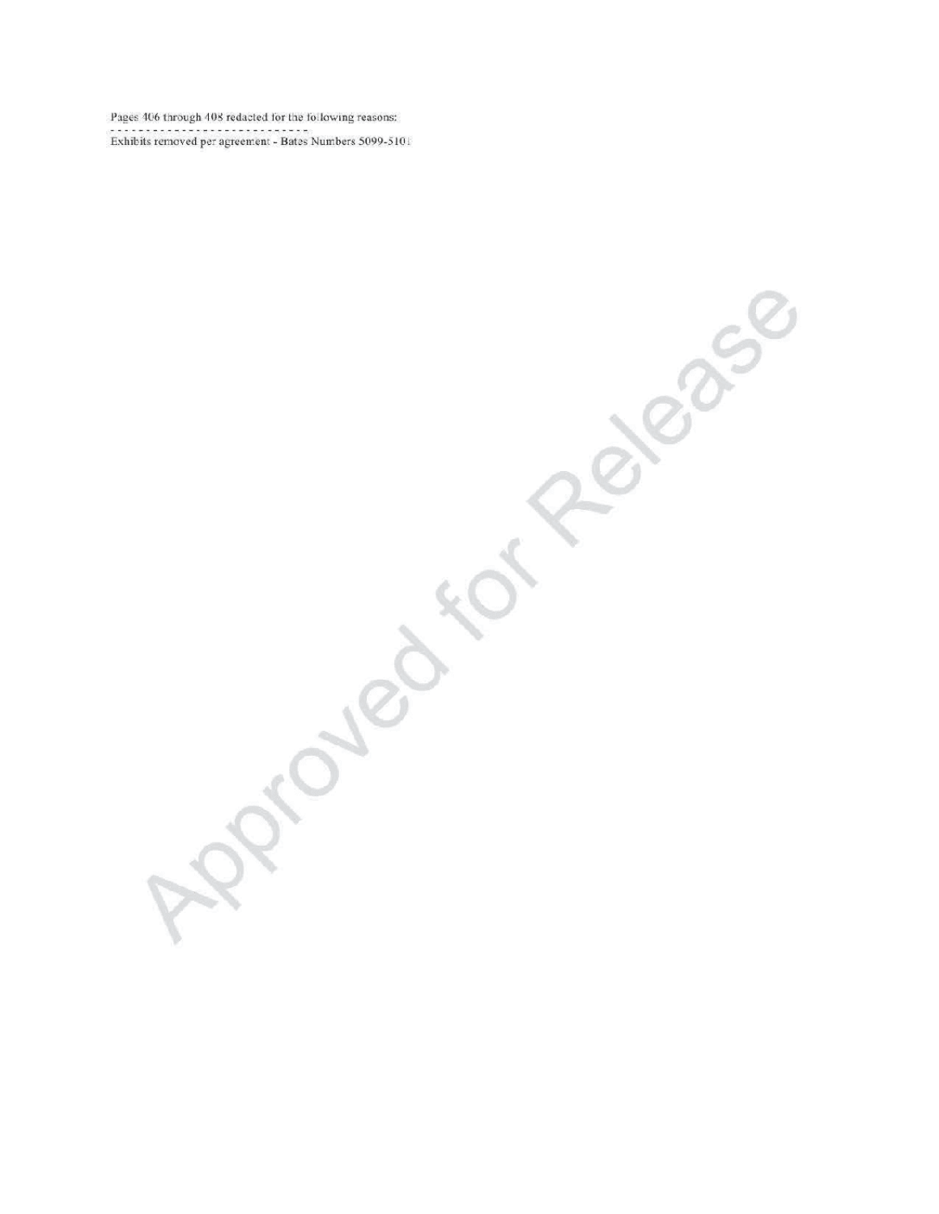Pages 406 through 408 redacted for the following reasons:

- - - - - - - - - - - - - - - - - - - - - - - - - - -

Exhibits removed per agreement - Bates Numbers 5099-5101